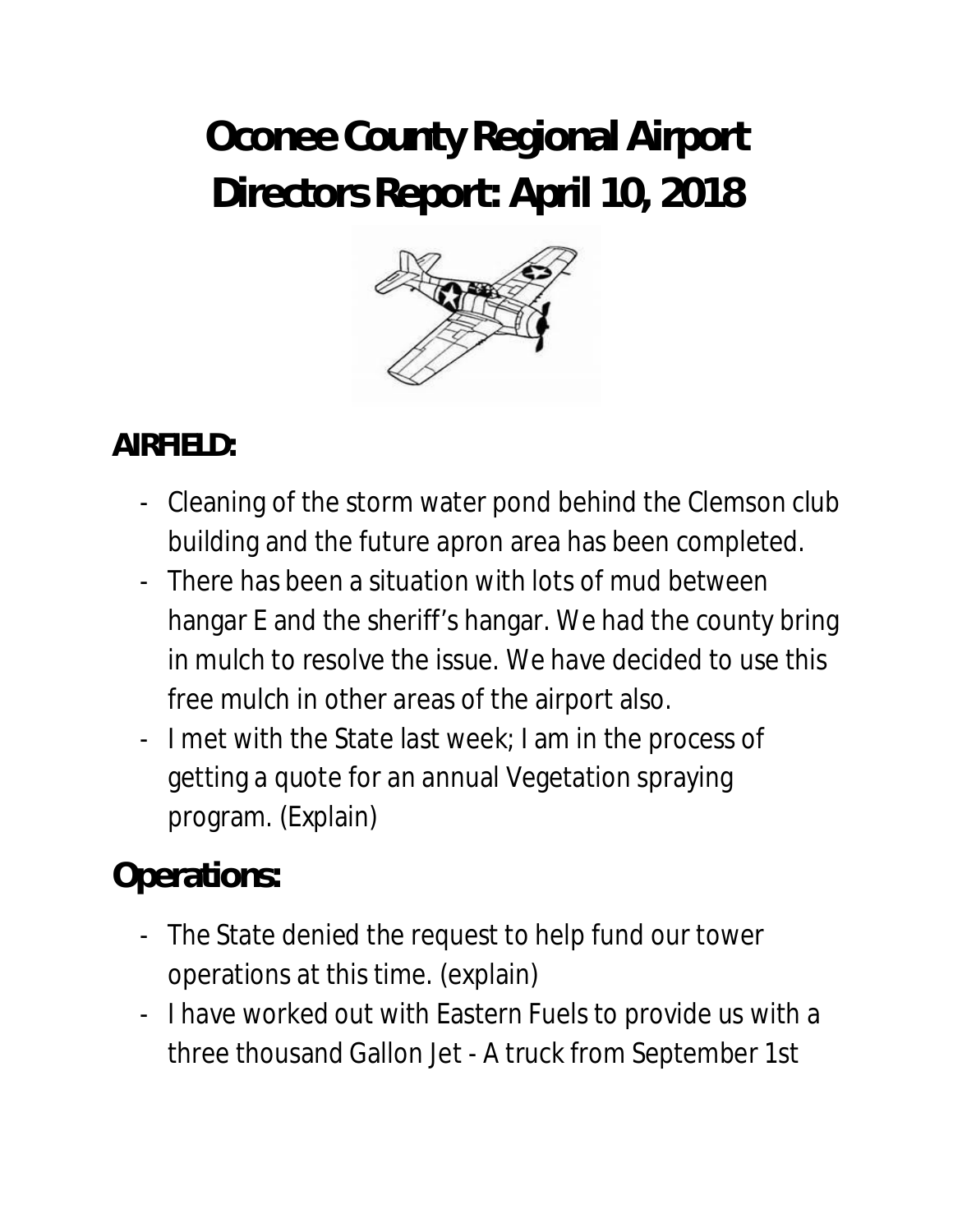# Oconee County Regional Airport Directors Report: April 10, 2018

## AIRFIELD:

- Cleaning of the storm water pond behind the Clemson club building and the future apron area has been completed.
- There has been a situation with lots of mud between hangar E and the sheriff's hangar. We had the county bring in mulch to resolve the issue. We have decided to use this free mulch in other areas of the airport also.
- I met with the State last week; I am in the process of getting a quote for an annual Vegetation spraying program. (Explain)

## Operations:

- The State denied the request to help fund our tower operations at this time. (explain)
- I have worked out with Eastern Fuels to provide us with a three thousand Gallon Jet - A truck from September 1st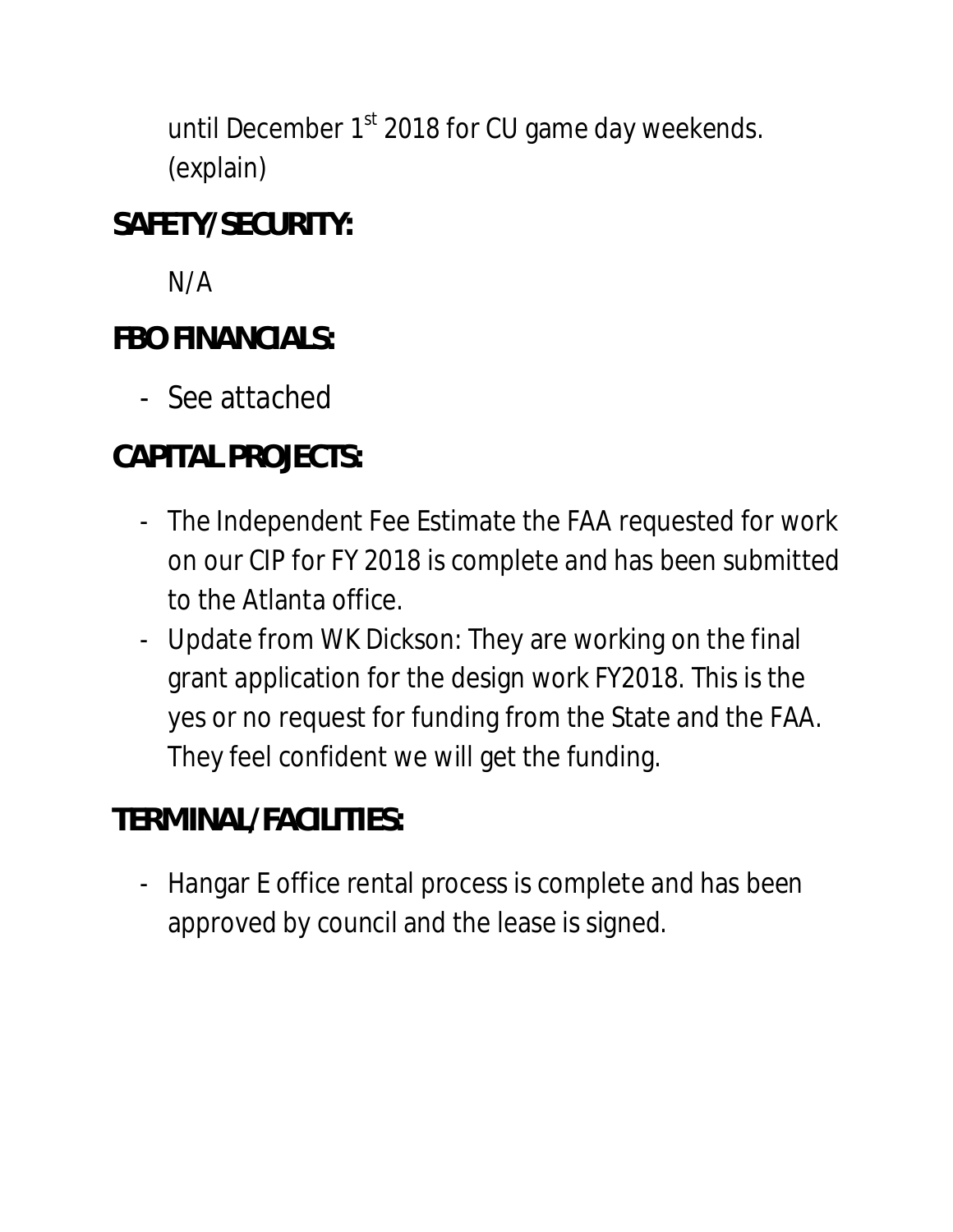until December 1st 2018 for CU game day weekends. (explain)

**SAFETY/SECURITY:**

N/A

**FBO FINANCIALS:**

- See attached

**CAPITAL PROJECTS:**

- The Independent Fee Estimate the FAA requested for work on our CIP for FY 2018 is complete and has been submitted to the Atlanta office.
- Update from WK Dickson: They are working on the final grant application for the design work FY2018. This is the yes or no request for funding from the State and the FAA. They feel confident we will get the funding.

**TERMINAL/FACILITIES:**

- Hangar E office rental process is complete and has been approved by council and the lease is signed.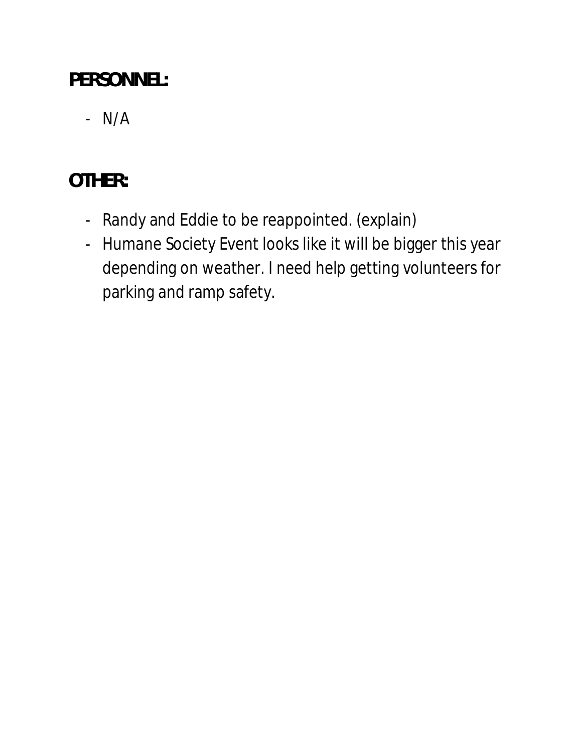## PERSONNEL:

- N/A

## OTHER:

- Randy and Eddie to be reappointed. (explain)
- Humane Society Event looks like it will be bigger this year depending on weather. I need help getting volunteers for parking and ramp safety.